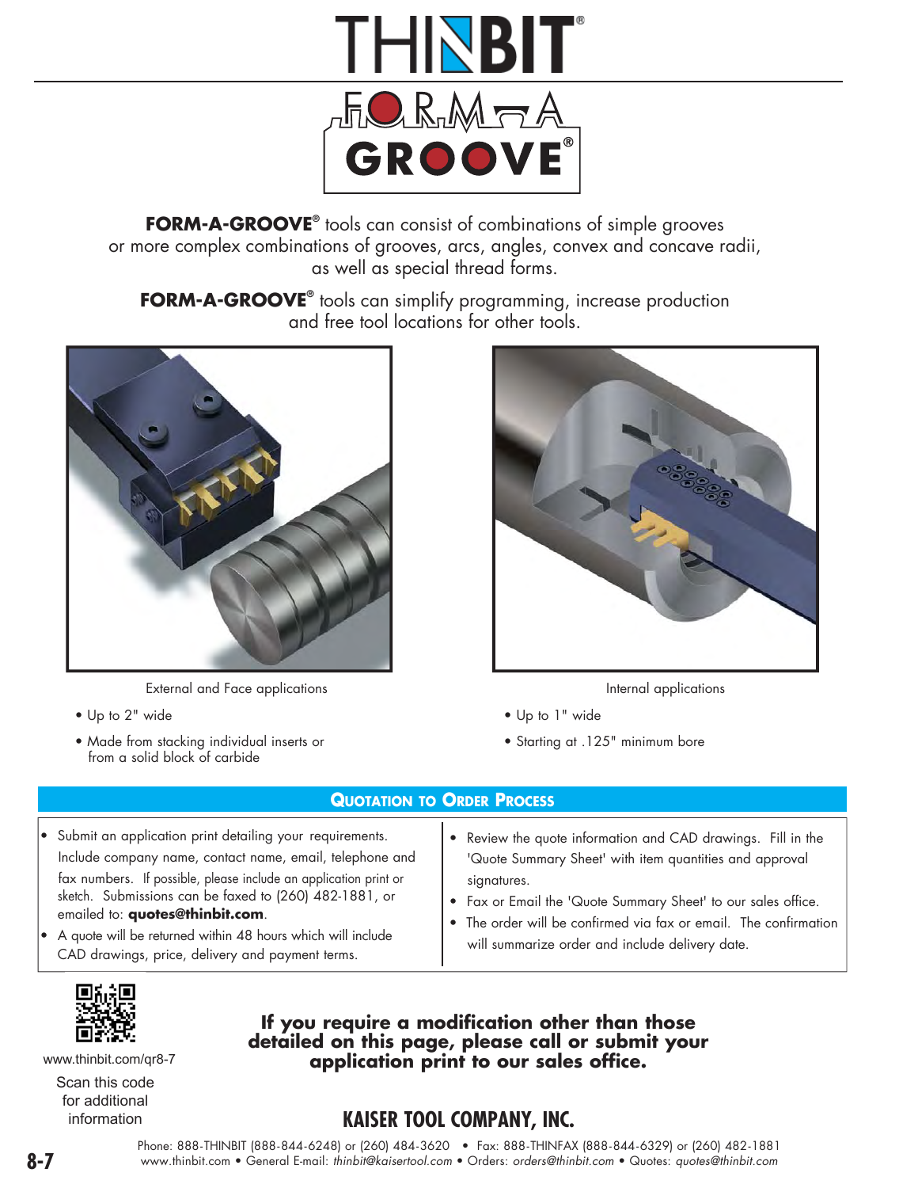# THINBIT®

## FORM-A-GROOVE®

**FORM-A-GROOVE®** tools can consist of combinations of simple grooves or more complex combinations of grooves, arcs, angles, convex and concave radii, as well as special thread forms.

**FORM-A-GROOVE®** tools can simplify programming, increase production and free tool locations for other tools.

External and Face applications

- Up to 2" wide
- Made from stacking individual inserts or from a solid block of carbide

Internal applications

- Up to 1" wide
- Starting at .125" minimum bore

## Quotation to Order Process

- Submit an application print detailing your requirements. Include company name, contact name, email, telephone and fax numbers. If possible, please include an application print or sketch. Submissions can be faxed to (260) 482-1881, or emailed to: **quotes@thinbit.com**.
- A quote will be returned within 48 hours which will include CAD drawings, price, delivery and payment terms.
- Review the quote information and CAD drawings. Fill in the 'Quote Summary Sheet' with item quantities and approval signatures.
- Fax or Email the 'Quote Summary Sheet' to our sales office.
- The order will be confirmed via fax or email. The confirmation will summarize order and include delivery date.

www.thinbit.com/qr8-7

Scan this code for additional information

**If you require a modification other than those detailed on this page, please call or submit your application print to our sales office.**

## KAISER TOOL COMPANY, INC.

Phone: 888-THINBIT (888-844-6248) or (260) 484-3620 • Fax: 888-THINFAX (888-844-6329) or (260) 482-1881
www.thinbit.com • General E-mail: *thinbit@kaisertool.com* • Orders: *orders@thinbit.com* • Quotes: *quotes@thinbit.com*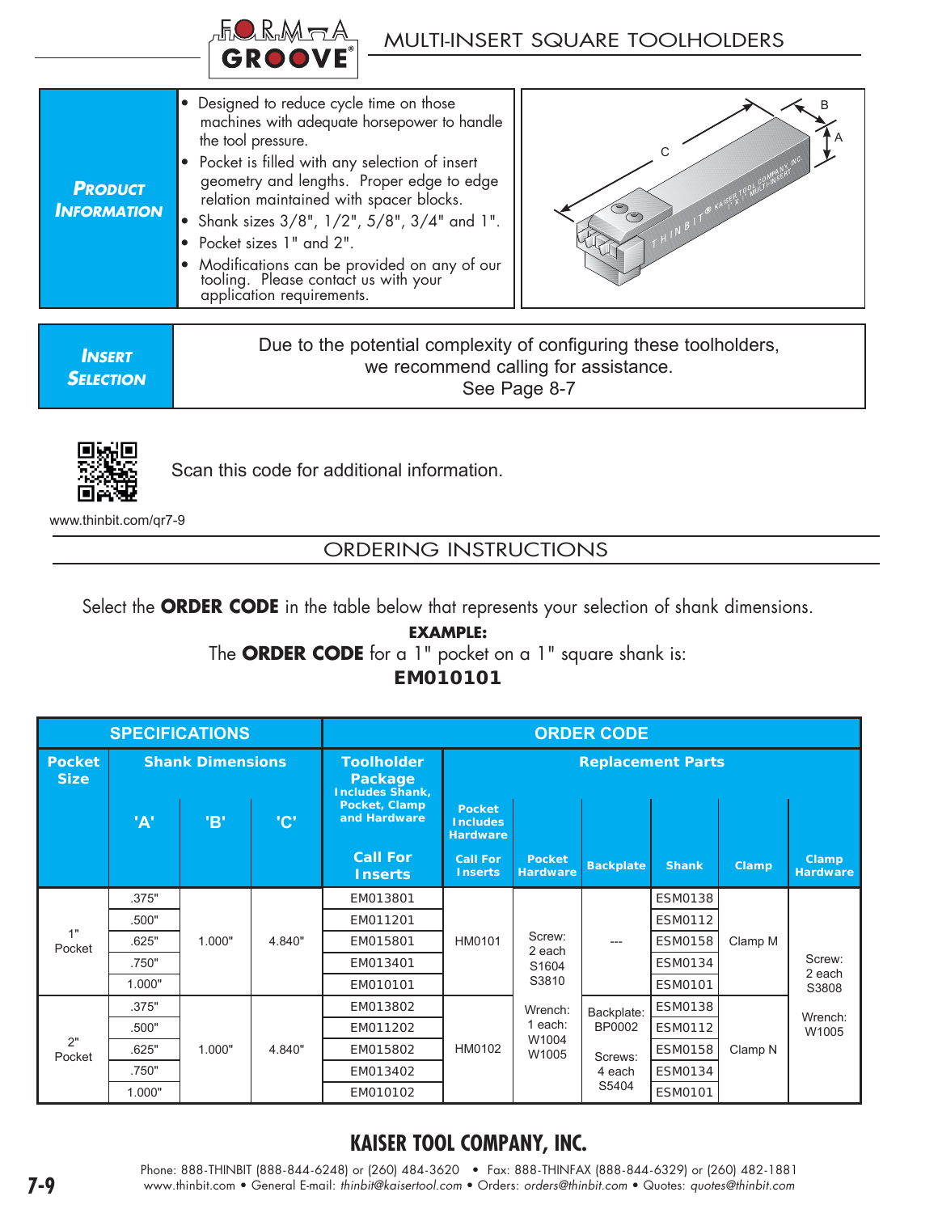# MULTI-INSERT SQUARE TOOLHOLDERS

FORM-A GROOVE®

## PRODUCT INFORMATION

- Designed to reduce cycle time on those machines with adequate horsepower to handle the tool pressure.
- Pocket is filled with any selection of insert geometry and lengths. Proper edge to edge relation maintained with spacer blocks.
- Shank sizes 3/8", 1/2", 5/8", 3/4" and 1".
- Pocket sizes 1" and 2".
- Modifications can be provided on any of our tooling. Please contact us with your application requirements.

## INSERT SELECTION

Due to the potential complexity of configuring these toolholders, we recommend calling for assistance.
See Page 8-7

Scan this code for additional information.

www.thinbit.com/qr7-9

## ORDERING INSTRUCTIONS

Select the **ORDER CODE** in the table below that represents your selection of shank dimensions.

**EXAMPLE:**
The **ORDER CODE** for a 1" pocket on a 1" square shank is:
**EM010101**

| SPECIFICATIONS | | | | ORDER CODE | | | | | | |
|---|---|---|---|---|---|---|---|---|---|---|
| Pocket Size | Shank Dimensions | | | Toolholder Package Includes Shank, Pocket, Clamp and Hardware | Replacement Parts | | | | | |
| | 'A' | 'B' | 'C' | Call For Inserts | Pocket Includes Hardware Call For Inserts | Pocket Hardware | Backplate | Shank | Clamp | Clamp Hardware |
| 1" Pocket | .375" | 1.000" | 4.840" | EM013801 | HM0101 | Screw: 2 each S1604 S3810 Wrench: 1 each: W1004 W1005 | --- | ESM0138 | Clamp M | Screw: 2 each S3808 Wrench: W1005 |
| | .500" | | | EM011201 | | | | ESM0112 | | |
| | .625" | | | EM015801 | | | | ESM0158 | | |
| | .750" | | | EM013401 | | | | ESM0134 | | |
| | 1.000" | | | EM010101 | | | | ESM0101 | | |
| 2" Pocket | .375" | 1.000" | 4.840" | EM013802 | HM0102 | | Backplate: BP0002 Screws: 4 each S5404 | ESM0138 | Clamp N | |
| | .500" | | | EM011202 | | | | ESM0112 | | |
| | .625" | | | EM015802 | | | | ESM0158 | | |
| | .750" | | | EM013402 | | | | ESM0134 | | |
| | 1.000" | | | EM010102 | | | | ESM0101 | | |

**KAISER TOOL COMPANY, INC.**

Phone: 888-THINBIT (888-844-6248) or (260) 484-3620 • Fax: 888-THINFAX (888-844-6329) or (260) 482-1881
www.thinbit.com • General E-mail: *thinbit@kaisertool.com* • Orders: *orders@thinbit.com* • Quotes: *quotes@thinbit.com*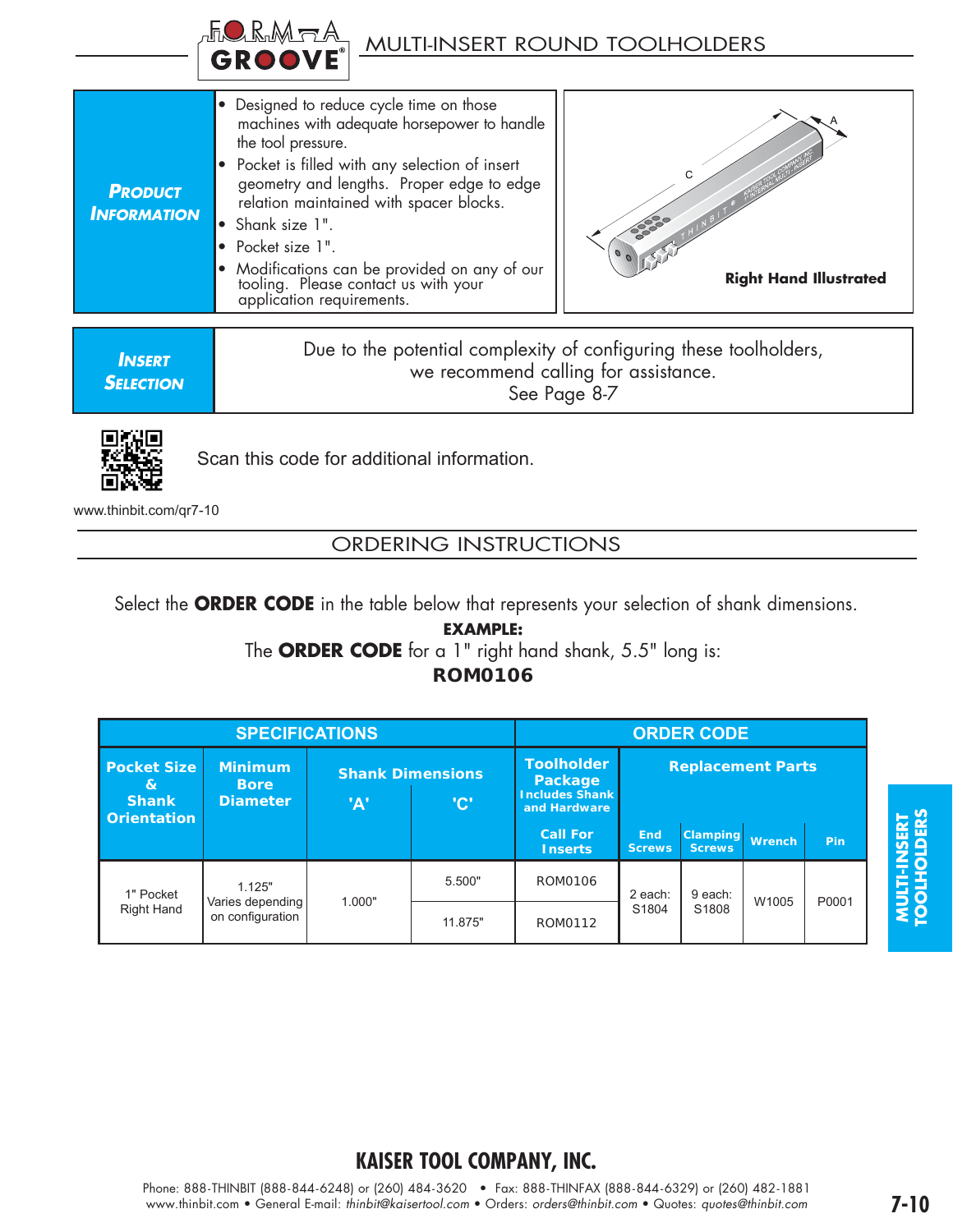# MULTI-INSERT ROUND TOOLHOLDERS

## Product Information

- Designed to reduce cycle time on those machines with adequate horsepower to handle the tool pressure.
- Pocket is filled with any selection of insert geometry and lengths. Proper edge to edge relation maintained with spacer blocks.
- Shank size 1".
- Pocket size 1".
- Modifications can be provided on any of our tooling. Please contact us with your application requirements.

A
C
THINBIT
**Right Hand Illustrated**

## Insert Selection

Due to the potential complexity of configuring these toolholders, we recommend calling for assistance.
See Page 8-7

Scan this code for additional information.

www.thinbit.com/qr7-10

## ORDERING INSTRUCTIONS

Select the **ORDER CODE** in the table below that represents your selection of shank dimensions.

**EXAMPLE:**

The **ORDER CODE** for a 1" right hand shank, 5.5" long is:

**ROM0106**

| SPECIFICATIONS | | | | ORDER CODE | | | | |
|---|---|---|---|---|---|---|---|---|
| Pocket Size & Shank Orientation | Minimum Bore Diameter | Shank Dimensions 'A' | Shank Dimensions 'C' | Toolholder Package Includes Shank and Hardware — Call For Inserts | Replacement Parts: End Screws | Replacement Parts: Clamping Screws | Replacement Parts: Wrench | Replacement Parts: Pin |
| 1" Pocket Right Hand | 1.125" Varies depending on configuration | 1.000" | 5.500" | ROM0106 | 2 each: S1804 | 9 each: S1808 | W1005 | P0001 |
| | | | 11.875" | ROM0112 | | | | |

MULTI-INSERT TOOLHOLDERS

**KAISER TOOL COMPANY, INC.**

Phone: 888-THINBIT (888-844-6248) or (260) 484-3620 • Fax: 888-THINFAX (888-844-6329) or (260) 482-1881
www.thinbit.com • General E-mail: *thinbit@kaisertool.com* • Orders: *orders@thinbit.com* • Quotes: *quotes@thinbit.com*